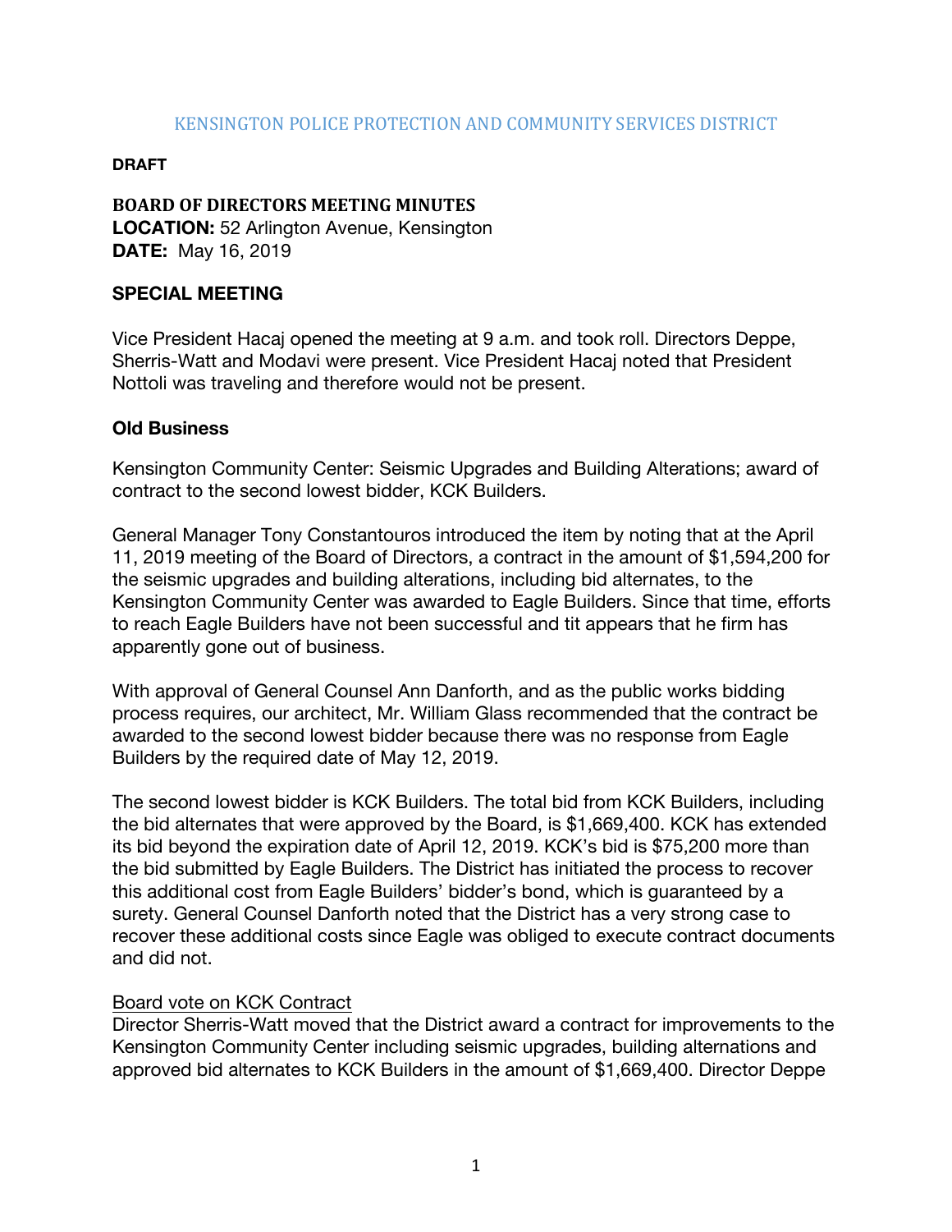KENSINGTON POLICE PROTECTION AND COMMUNITY SERVICES DISTRICT

**DRAFT**

**BOARD OF DIRECTORS MEETING MINUTES**
**LOCATION:** 52 Arlington Avenue, Kensington
**DATE:** May 16, 2019

## SPECIAL MEETING

Vice President Hacaj opened the meeting at 9 a.m. and took roll. Directors Deppe, Sherris-Watt and Modavi were present. Vice President Hacaj noted that President Nottoli was traveling and therefore would not be present.

### Old Business

Kensington Community Center: Seismic Upgrades and Building Alterations; award of contract to the second lowest bidder, KCK Builders.

General Manager Tony Constantouros introduced the item by noting that at the April 11, 2019 meeting of the Board of Directors, a contract in the amount of $1,594,200 for the seismic upgrades and building alterations, including bid alternates, to the Kensington Community Center was awarded to Eagle Builders. Since that time, efforts to reach Eagle Builders have not been successful and tit appears that he firm has apparently gone out of business.

With approval of General Counsel Ann Danforth, and as the public works bidding process requires, our architect, Mr. William Glass recommended that the contract be awarded to the second lowest bidder because there was no response from Eagle Builders by the required date of May 12, 2019.

The second lowest bidder is KCK Builders. The total bid from KCK Builders, including the bid alternates that were approved by the Board, is $1,669,400. KCK has extended its bid beyond the expiration date of April 12, 2019. KCK's bid is $75,200 more than the bid submitted by Eagle Builders. The District has initiated the process to recover this additional cost from Eagle Builders' bidder's bond, which is guaranteed by a surety. General Counsel Danforth noted that the District has a very strong case to recover these additional costs since Eagle was obliged to execute contract documents and did not.

Board vote on KCK Contract
Director Sherris-Watt moved that the District award a contract for improvements to the Kensington Community Center including seismic upgrades, building alternations and approved bid alternates to KCK Builders in the amount of $1,669,400. Director Deppe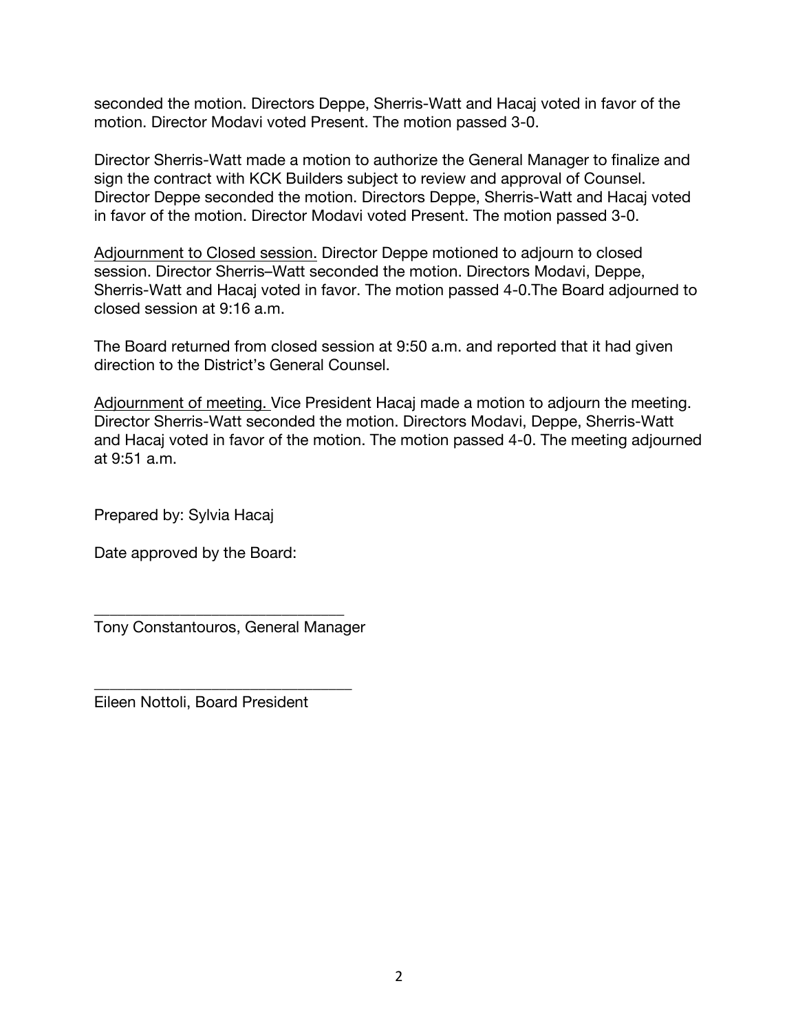seconded the motion. Directors Deppe, Sherris-Watt and Hacaj voted in favor of the motion. Director Modavi voted Present. The motion passed 3-0.

Director Sherris-Watt made a motion to authorize the General Manager to finalize and sign the contract with KCK Builders subject to review and approval of Counsel. Director Deppe seconded the motion. Directors Deppe, Sherris-Watt and Hacaj voted in favor of the motion. Director Modavi voted Present. The motion passed 3-0.

<u>Adjournment to Closed session.</u> Director Deppe motioned to adjourn to closed session. Director Sherris–Watt seconded the motion. Directors Modavi, Deppe, Sherris-Watt and Hacaj voted in favor. The motion passed 4-0.The Board adjourned to closed session at 9:16 a.m.

The Board returned from closed session at 9:50 a.m. and reported that it had given direction to the District's General Counsel.

<u>Adjournment of meeting.</u> Vice President Hacaj made a motion to adjourn the meeting. Director Sherris-Watt seconded the motion. Directors Modavi, Deppe, Sherris-Watt and Hacaj voted in favor of the motion. The motion passed 4-0. The meeting adjourned at 9:51 a.m.

Prepared by: Sylvia Hacaj

Date approved by the Board:

_______________________________
Tony Constantouros, General Manager

________________________________
Eileen Nottoli, Board President